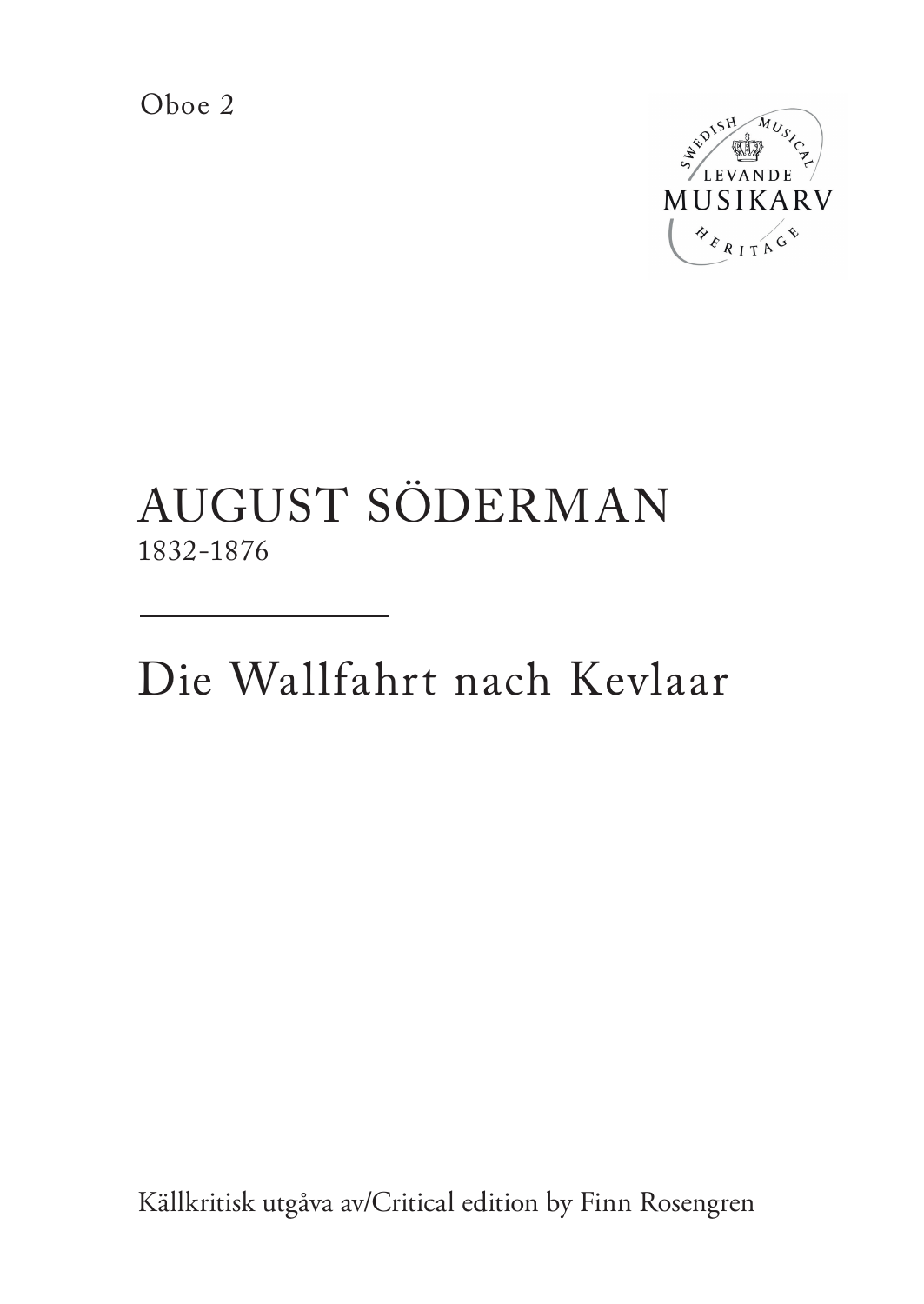Oboe 2

SWEDISH MUSICAL
LEVANDE
MUSIKARV
HERITAGE

# AUGUST SÖDERMAN

1832-1876

# Die Wallfahrt nach Kevlaar

Källkritisk utgåva av/Critical edition by Finn Rosengren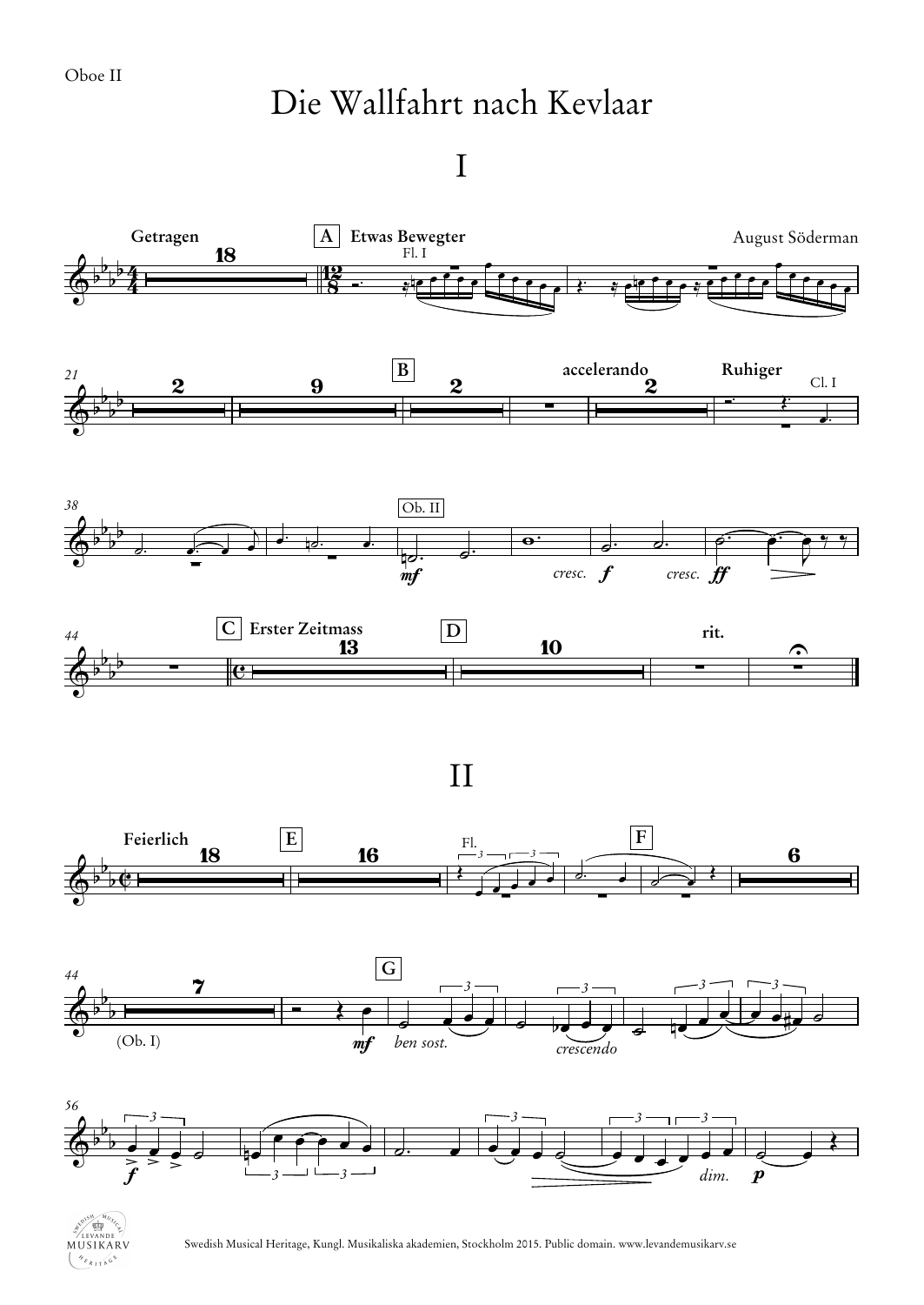Oboe II

# Die Wallfahrt nach Kevlaar

## I

August Söderman

Getragen — A Etwas Bewegter — B — accelerando — Ruhiger — C Erster Zeitmass — D — rit.

## II

Feierlich — E — F — G

Swedish Musical Heritage, Kungl. Musikaliska akademien, Stockholm 2015. Public domain. www.levandemusikarv.se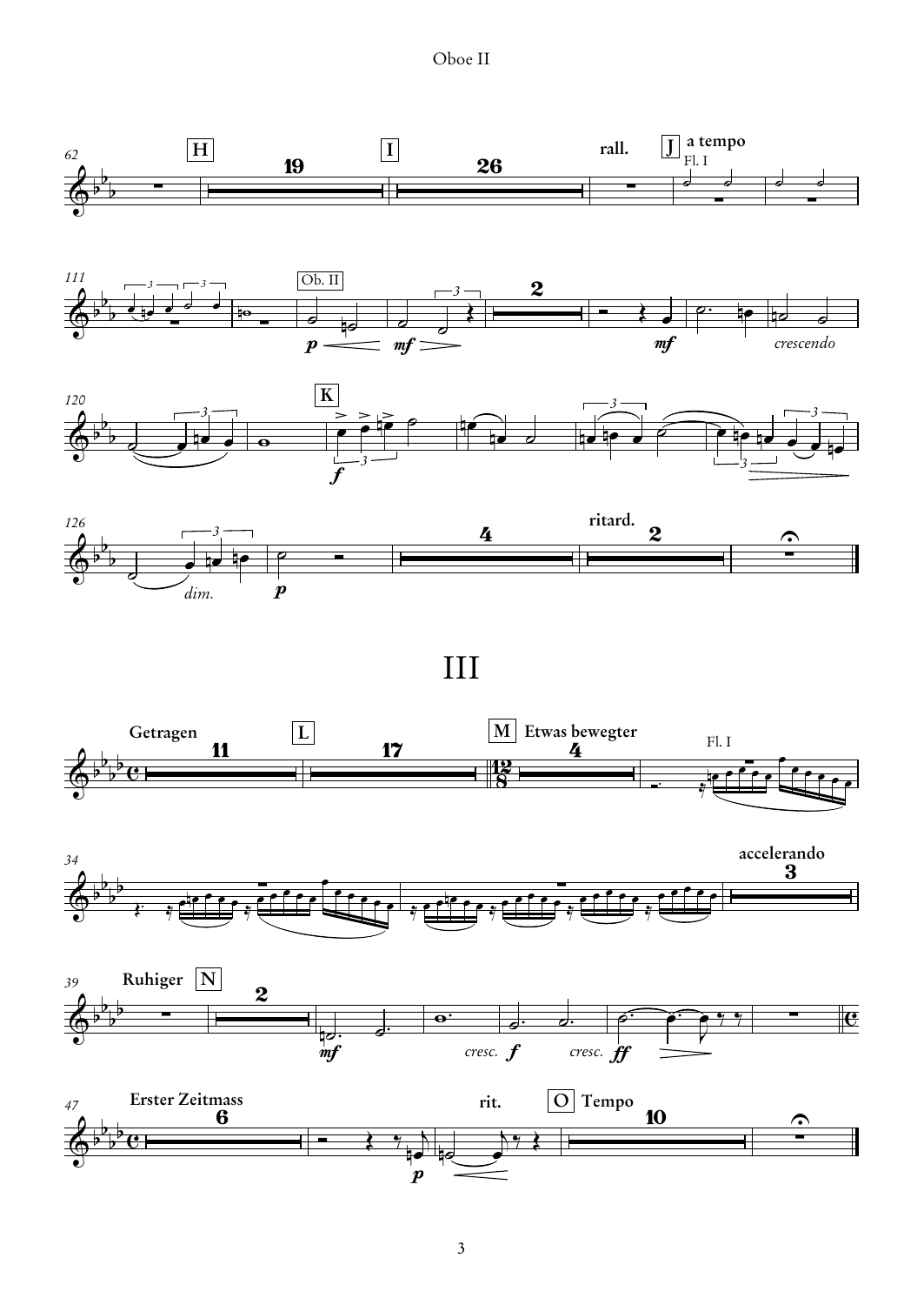62 H 19 I 26 rall. J a tempo Fl. I

111 Ob. II 2 *p* *mf* *mf* *crescendo*

120 K *f*

126 4 ritard. 2 *dim.* *p*

# III

Getragen 11 L 17 M Etwas bewegter 4 Fl. I

34 accelerando 3

39 Ruhiger N 2 *mf* *cresc.* *f* *cresc.* *ff*

47 Erster Zeitmass 6 rit. O Tempo 10 *p*